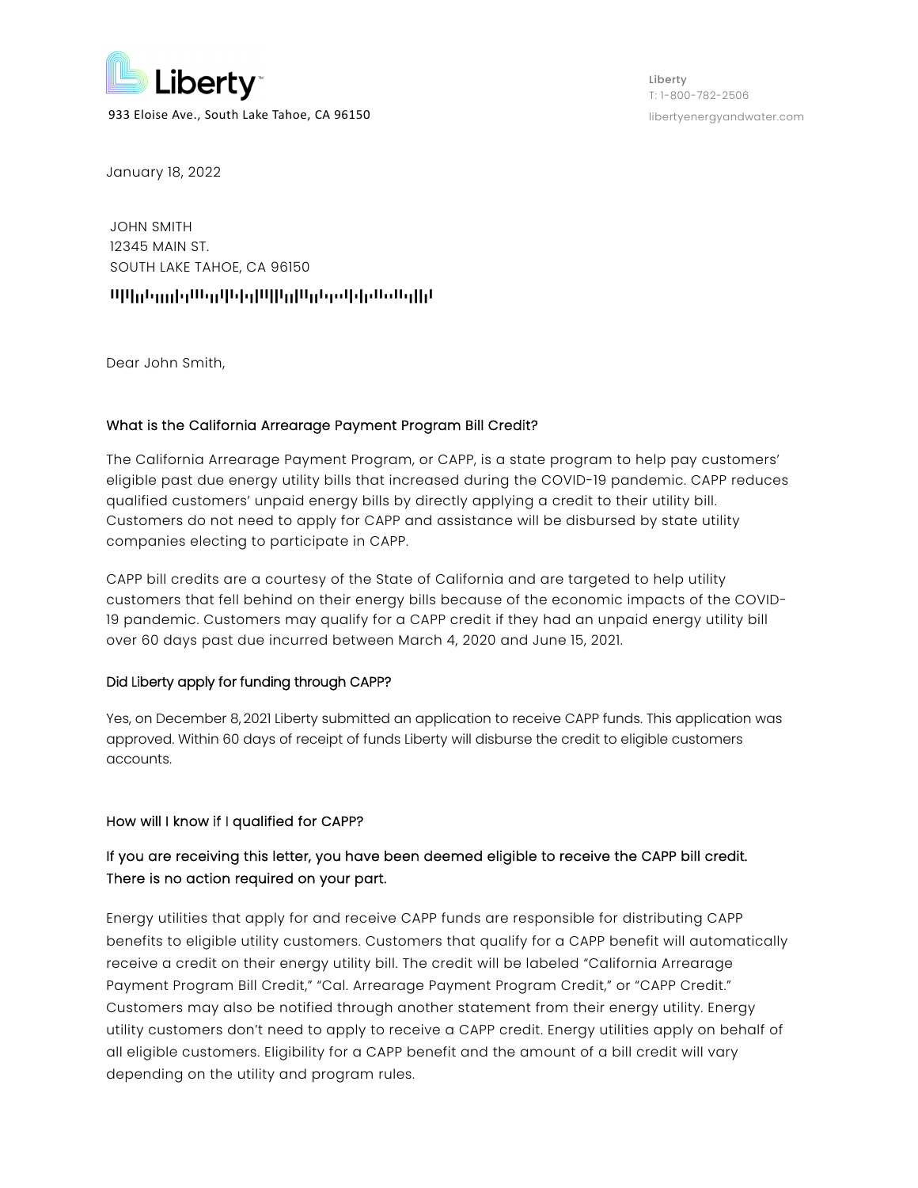Liberty

933 Eloise Ave., South Lake Tahoe, CA 96150

Liberty
T: 1-800-782-2506
libertyenergyandwater.com

January 18, 2022

JOHN SMITH
12345 MAIN ST.
SOUTH LAKE TAHOE, CA 96150

Dear John Smith,

### What is the California Arrearage Payment Program Bill Credit?

The California Arrearage Payment Program, or CAPP, is a state program to help pay customers' eligible past due energy utility bills that increased during the COVID-19 pandemic. CAPP reduces qualified customers' unpaid energy bills by directly applying a credit to their utility bill. Customers do not need to apply for CAPP and assistance will be disbursed by state utility companies electing to participate in CAPP.

CAPP bill credits are a courtesy of the State of California and are targeted to help utility customers that fell behind on their energy bills because of the economic impacts of the COVID-19 pandemic. Customers may qualify for a CAPP credit if they had an unpaid energy utility bill over 60 days past due incurred between March 4, 2020 and June 15, 2021.

### Did Liberty apply for funding through CAPP?

Yes, on December 8, 2021 Liberty submitted an application to receive CAPP funds. This application was approved. Within 60 days of receipt of funds Liberty will disburse the credit to eligible customers accounts.

### How will I know if I qualified for CAPP?

If you are receiving this letter, you have been deemed eligible to receive the CAPP bill credit. There is no action required on your part.

Energy utilities that apply for and receive CAPP funds are responsible for distributing CAPP benefits to eligible utility customers. Customers that qualify for a CAPP benefit will automatically receive a credit on their energy utility bill. The credit will be labeled "California Arrearage Payment Program Bill Credit," "Cal. Arrearage Payment Program Credit," or "CAPP Credit." Customers may also be notified through another statement from their energy utility. Energy utility customers don't need to apply to receive a CAPP credit. Energy utilities apply on behalf of all eligible customers. Eligibility for a CAPP benefit and the amount of a bill credit will vary depending on the utility and program rules.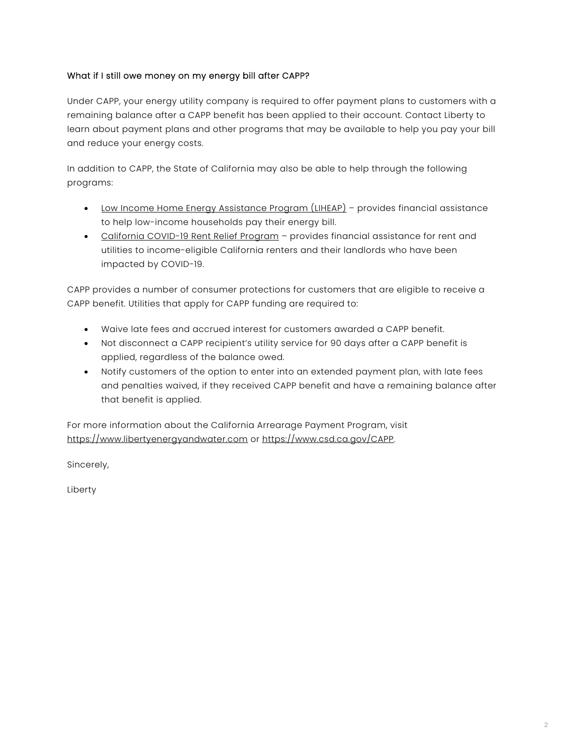### What if I still owe money on my energy bill after CAPP?

Under CAPP, your energy utility company is required to offer payment plans to customers with a remaining balance after a CAPP benefit has been applied to their account. Contact Liberty to learn about payment plans and other programs that may be available to help you pay your bill and reduce your energy costs.

In addition to CAPP, the State of California may also be able to help through the following programs:

- Low Income Home Energy Assistance Program (LIHEAP) – provides financial assistance to help low-income households pay their energy bill.
- California COVID-19 Rent Relief Program – provides financial assistance for rent and utilities to income-eligible California renters and their landlords who have been impacted by COVID-19.

CAPP provides a number of consumer protections for customers that are eligible to receive a CAPP benefit. Utilities that apply for CAPP funding are required to:

- Waive late fees and accrued interest for customers awarded a CAPP benefit.
- Not disconnect a CAPP recipient's utility service for 90 days after a CAPP benefit is applied, regardless of the balance owed.
- Notify customers of the option to enter into an extended payment plan, with late fees and penalties waived, if they received CAPP benefit and have a remaining balance after that benefit is applied.

For more information about the California Arrearage Payment Program, visit https://www.libertyenergyandwater.com or https://www.csd.ca.gov/CAPP.

Sincerely,

Liberty